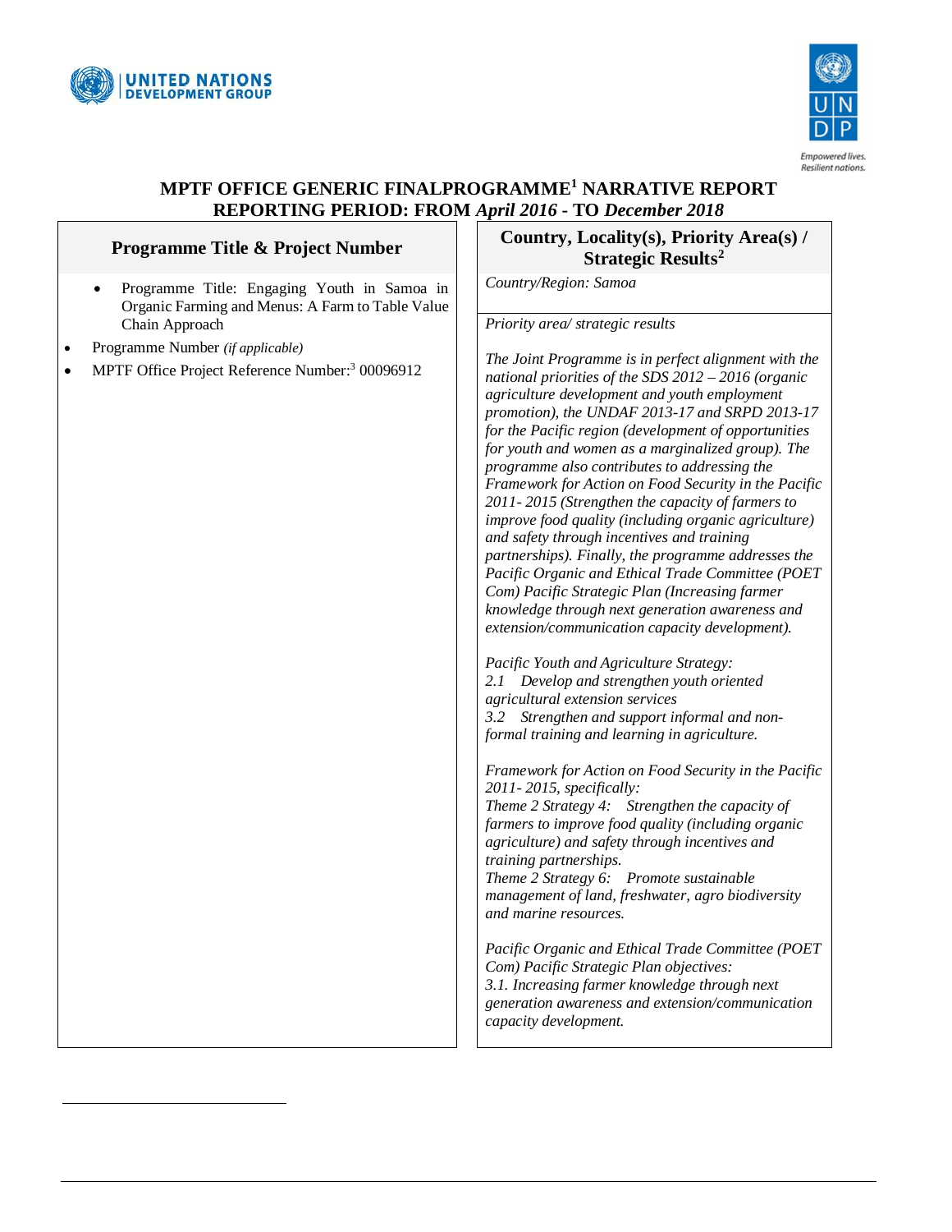# MPTF OFFICE GENERIC FINALPROGRAMME[1] NARRATIVE REPORT
## REPORTING PERIOD: FROM *April 2016* - TO *December 2018*

| Programme Title & Project Number | Country, Locality(s), Priority Area(s) / Strategic Results[2] |
|---|---|
| • Programme Title: Engaging Youth in Samoa in Organic Farming and Menus: A Farm to Table Value Chain Approach<br>• Programme Number *(if applicable)*<br>• MPTF Office Project Reference Number:[3] 00096912 | *Country/Region: Samoa* |
| | *Priority area/ strategic results*<br><br>*The Joint Programme is in perfect alignment with the national priorities of the SDS 2012 – 2016 (organic agriculture development and youth employment promotion), the UNDAF 2013-17 and SRPD 2013-17 for the Pacific region (development of opportunities for youth and women as a marginalized group). The programme also contributes to addressing the Framework for Action on Food Security in the Pacific 2011- 2015 (Strengthen the capacity of farmers to improve food quality (including organic agriculture) and safety through incentives and training partnerships). Finally, the programme addresses the Pacific Organic and Ethical Trade Committee (POET Com) Pacific Strategic Plan (Increasing farmer knowledge through next generation awareness and extension/communication capacity development).*<br><br>*Pacific Youth and Agriculture Strategy:*<br>*2.1 Develop and strengthen youth oriented agricultural extension services*<br>*3.2 Strengthen and support informal and non-formal training and learning in agriculture.*<br><br>*Framework for Action on Food Security in the Pacific 2011- 2015, specifically:*<br>*Theme 2 Strategy 4: Strengthen the capacity of farmers to improve food quality (including organic agriculture) and safety through incentives and training partnerships.*<br>*Theme 2 Strategy 6: Promote sustainable management of land, freshwater, agro biodiversity and marine resources.*<br><br>*Pacific Organic and Ethical Trade Committee (POET Com) Pacific Strategic Plan objectives:*<br>*3.1. Increasing farmer knowledge through next generation awareness and extension/communication capacity development.* |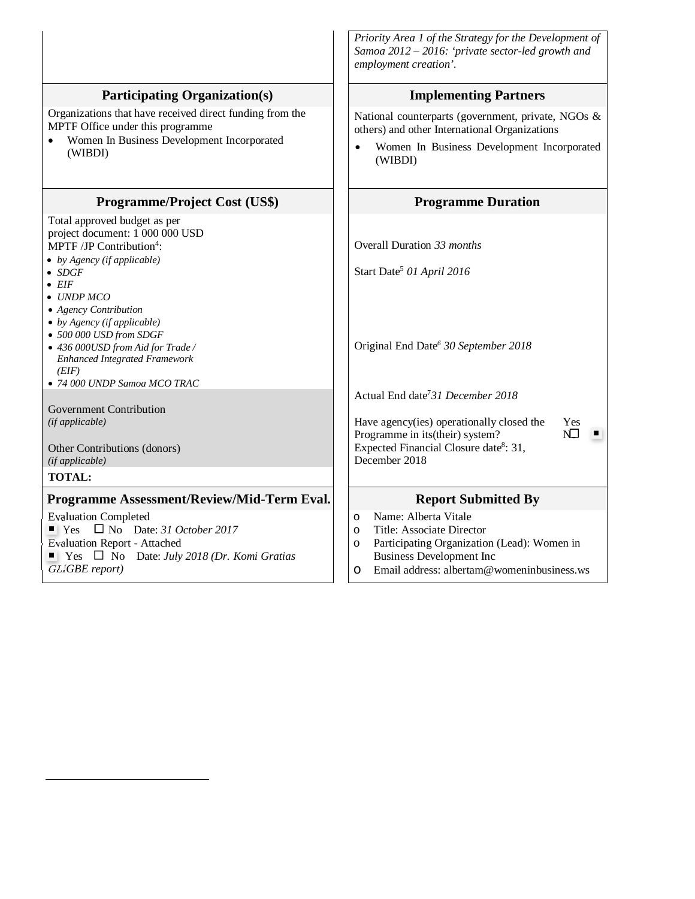| | *Priority Area 1 of the Strategy for the Development of Samoa 2012 – 2016: 'private sector-led growth and employment creation'.* |
|---|---|
| **Participating Organization(s)** | **Implementing Partners** |
| Organizations that have received direct funding from the MPTF Office under this programme<br>• Women In Business Development Incorporated (WIBDI) | National counterparts (government, private, NGOs & others) and other International Organizations<br>• Women In Business Development Incorporated (WIBDI) |
| **Programme/Project Cost (US$)** | **Programme Duration** |
| Total approved budget as per project document: 1 000 000 USD<br>MPTF /JP Contribution[4]:<br>• *by Agency (if applicable)*<br>• *SDGF*<br>• *EIF*<br>• *UNDP MCO*<br>• *Agency Contribution*<br>• *by Agency (if applicable)*<br>• *500 000 USD from SDGF*<br>• *436 000USD from Aid for Trade / Enhanced Integrated Framework (EIF)*<br>• *74 000 UNDP Samoa MCO TRAC*<br><br>Government Contribution *(if applicable)*<br><br>Other Contributions (donors) *(if applicable)*<br>**TOTAL:** | Overall Duration *33 months*<br><br>Start Date[5] *01 April 2016*<br><br>Original End Date[6] *30 September 2018*<br><br>Actual End date[7] *31 December 2018*<br><br>Have agency(ies) operationally closed the Programme in its(their) system? Yes ■ No ☐<br>Expected Financial Closure date[8]: 31, December 2018 |
| **Programme Assessment/Review/Mid-Term Eval.** | **Report Submitted By** |
| Evaluation Completed<br>■ Yes ☐ No Date: *31 October 2017*<br>Evaluation Report - Attached<br>■ Yes ☐ No Date: *July 2018 (Dr. Komi Gratias GLIGBE report)* | o Name: Alberta Vitale<br>o Title: Associate Director<br>o Participating Organization (Lead): Women in Business Development Inc<br>o Email address: albertam@womeninbusiness.ws |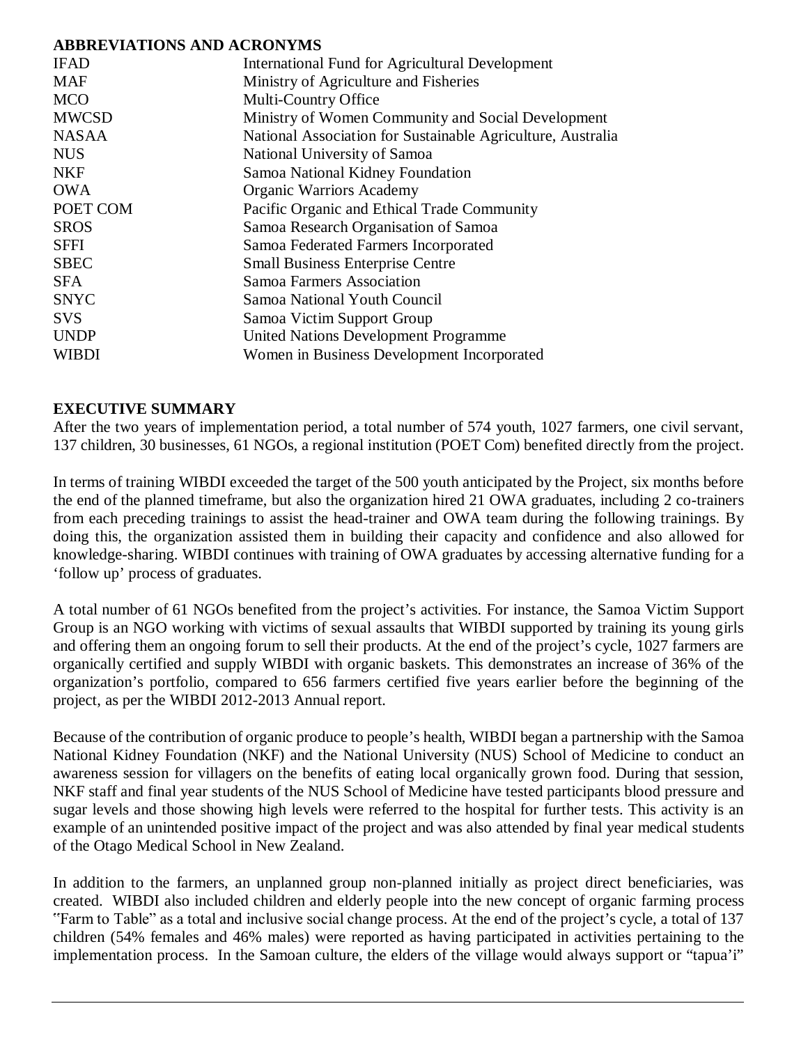## ABBREVIATIONS AND ACRONYMS

| | |
|---|---|
| IFAD | International Fund for Agricultural Development |
| MAF | Ministry of Agriculture and Fisheries |
| MCO | Multi-Country Office |
| MWCSD | Ministry of Women Community and Social Development |
| NASAA | National Association for Sustainable Agriculture, Australia |
| NUS | National University of Samoa |
| NKF | Samoa National Kidney Foundation |
| OWA | Organic Warriors Academy |
| POET COM | Pacific Organic and Ethical Trade Community |
| SROS | Samoa Research Organisation of Samoa |
| SFFI | Samoa Federated Farmers Incorporated |
| SBEC | Small Business Enterprise Centre |
| SFA | Samoa Farmers Association |
| SNYC | Samoa National Youth Council |
| SVS | Samoa Victim Support Group |
| UNDP | United Nations Development Programme |
| WIBDI | Women in Business Development Incorporated |

## EXECUTIVE SUMMARY

After the two years of implementation period, a total number of 574 youth, 1027 farmers, one civil servant, 137 children, 30 businesses, 61 NGOs, a regional institution (POET Com) benefited directly from the project.

In terms of training WIBDI exceeded the target of the 500 youth anticipated by the Project, six months before the end of the planned timeframe, but also the organization hired 21 OWA graduates, including 2 co-trainers from each preceding trainings to assist the head-trainer and OWA team during the following trainings. By doing this, the organization assisted them in building their capacity and confidence and also allowed for knowledge-sharing. WIBDI continues with training of OWA graduates by accessing alternative funding for a 'follow up' process of graduates.

A total number of 61 NGOs benefited from the project's activities. For instance, the Samoa Victim Support Group is an NGO working with victims of sexual assaults that WIBDI supported by training its young girls and offering them an ongoing forum to sell their products. At the end of the project's cycle, 1027 farmers are organically certified and supply WIBDI with organic baskets. This demonstrates an increase of 36% of the organization's portfolio, compared to 656 farmers certified five years earlier before the beginning of the project, as per the WIBDI 2012-2013 Annual report.

Because of the contribution of organic produce to people's health, WIBDI began a partnership with the Samoa National Kidney Foundation (NKF) and the National University (NUS) School of Medicine to conduct an awareness session for villagers on the benefits of eating local organically grown food. During that session, NKF staff and final year students of the NUS School of Medicine have tested participants blood pressure and sugar levels and those showing high levels were referred to the hospital for further tests. This activity is an example of an unintended positive impact of the project and was also attended by final year medical students of the Otago Medical School in New Zealand.

In addition to the farmers, an unplanned group non-planned initially as project direct beneficiaries, was created. WIBDI also included children and elderly people into the new concept of organic farming process "Farm to Table" as a total and inclusive social change process. At the end of the project's cycle, a total of 137 children (54% females and 46% males) were reported as having participated in activities pertaining to the implementation process. In the Samoan culture, the elders of the village would always support or "tapua'i"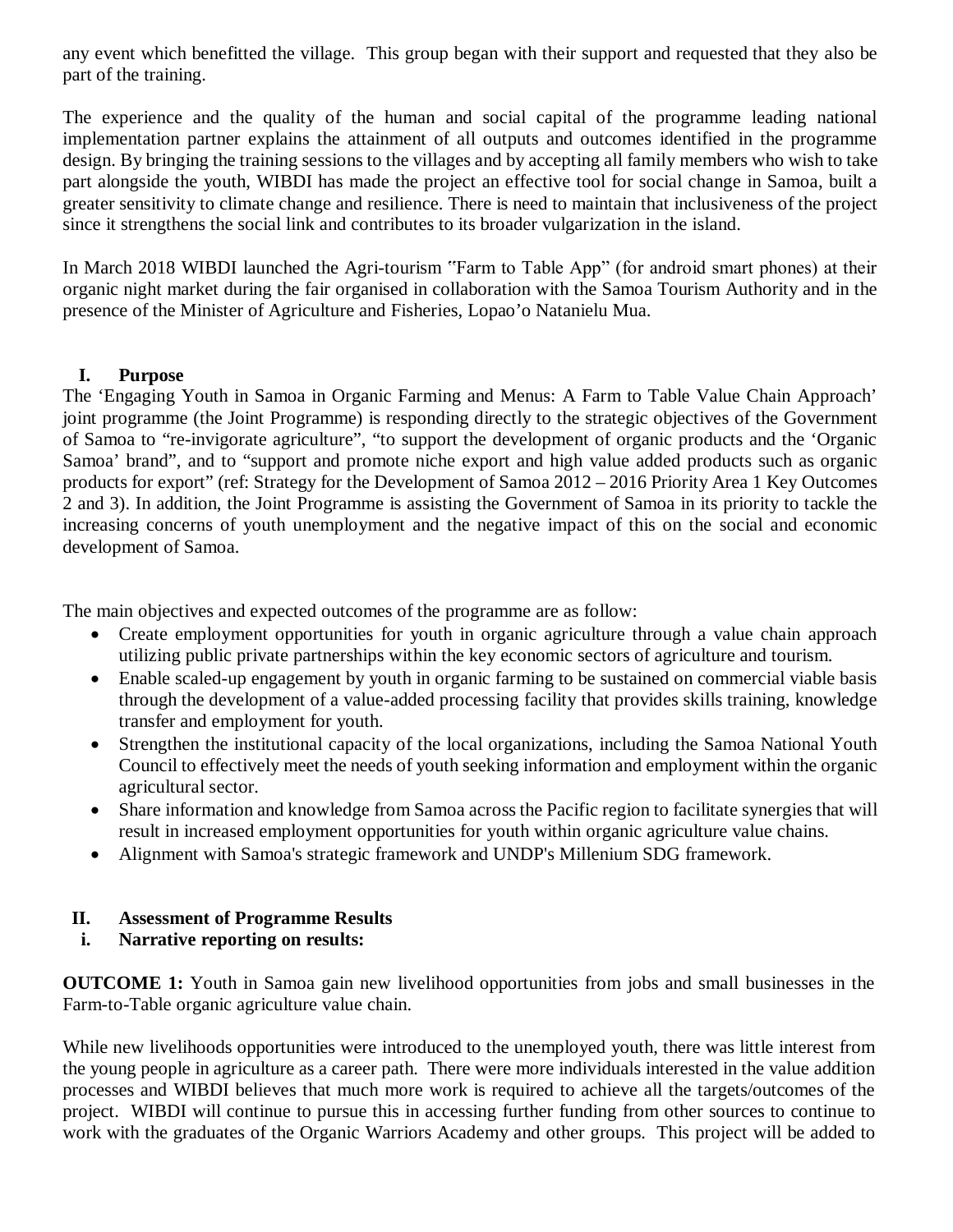any event which benefitted the village. This group began with their support and requested that they also be part of the training.

The experience and the quality of the human and social capital of the programme leading national implementation partner explains the attainment of all outputs and outcomes identified in the programme design. By bringing the training sessions to the villages and by accepting all family members who wish to take part alongside the youth, WIBDI has made the project an effective tool for social change in Samoa, built a greater sensitivity to climate change and resilience. There is need to maintain that inclusiveness of the project since it strengthens the social link and contributes to its broader vulgarization in the island.

In March 2018 WIBDI launched the Agri-tourism "Farm to Table App" (for android smart phones) at their organic night market during the fair organised in collaboration with the Samoa Tourism Authority and in the presence of the Minister of Agriculture and Fisheries, Lopao'o Natanielu Mua.

## I. Purpose

The 'Engaging Youth in Samoa in Organic Farming and Menus: A Farm to Table Value Chain Approach' joint programme (the Joint Programme) is responding directly to the strategic objectives of the Government of Samoa to "re-invigorate agriculture", "to support the development of organic products and the 'Organic Samoa' brand", and to "support and promote niche export and high value added products such as organic products for export" (ref: Strategy for the Development of Samoa 2012 – 2016 Priority Area 1 Key Outcomes 2 and 3). In addition, the Joint Programme is assisting the Government of Samoa in its priority to tackle the increasing concerns of youth unemployment and the negative impact of this on the social and economic development of Samoa.

The main objectives and expected outcomes of the programme are as follow:

- Create employment opportunities for youth in organic agriculture through a value chain approach utilizing public private partnerships within the key economic sectors of agriculture and tourism.
- Enable scaled-up engagement by youth in organic farming to be sustained on commercial viable basis through the development of a value-added processing facility that provides skills training, knowledge transfer and employment for youth.
- Strengthen the institutional capacity of the local organizations, including the Samoa National Youth Council to effectively meet the needs of youth seeking information and employment within the organic agricultural sector.
- Share information and knowledge from Samoa across the Pacific region to facilitate synergies that will result in increased employment opportunities for youth within organic agriculture value chains.
- Alignment with Samoa's strategic framework and UNDP's Millenium SDG framework.

## II. Assessment of Programme Results

### i. Narrative reporting on results:

**OUTCOME 1:** Youth in Samoa gain new livelihood opportunities from jobs and small businesses in the Farm-to-Table organic agriculture value chain.

While new livelihoods opportunities were introduced to the unemployed youth, there was little interest from the young people in agriculture as a career path. There were more individuals interested in the value addition processes and WIBDI believes that much more work is required to achieve all the targets/outcomes of the project. WIBDI will continue to pursue this in accessing further funding from other sources to continue to work with the graduates of the Organic Warriors Academy and other groups. This project will be added to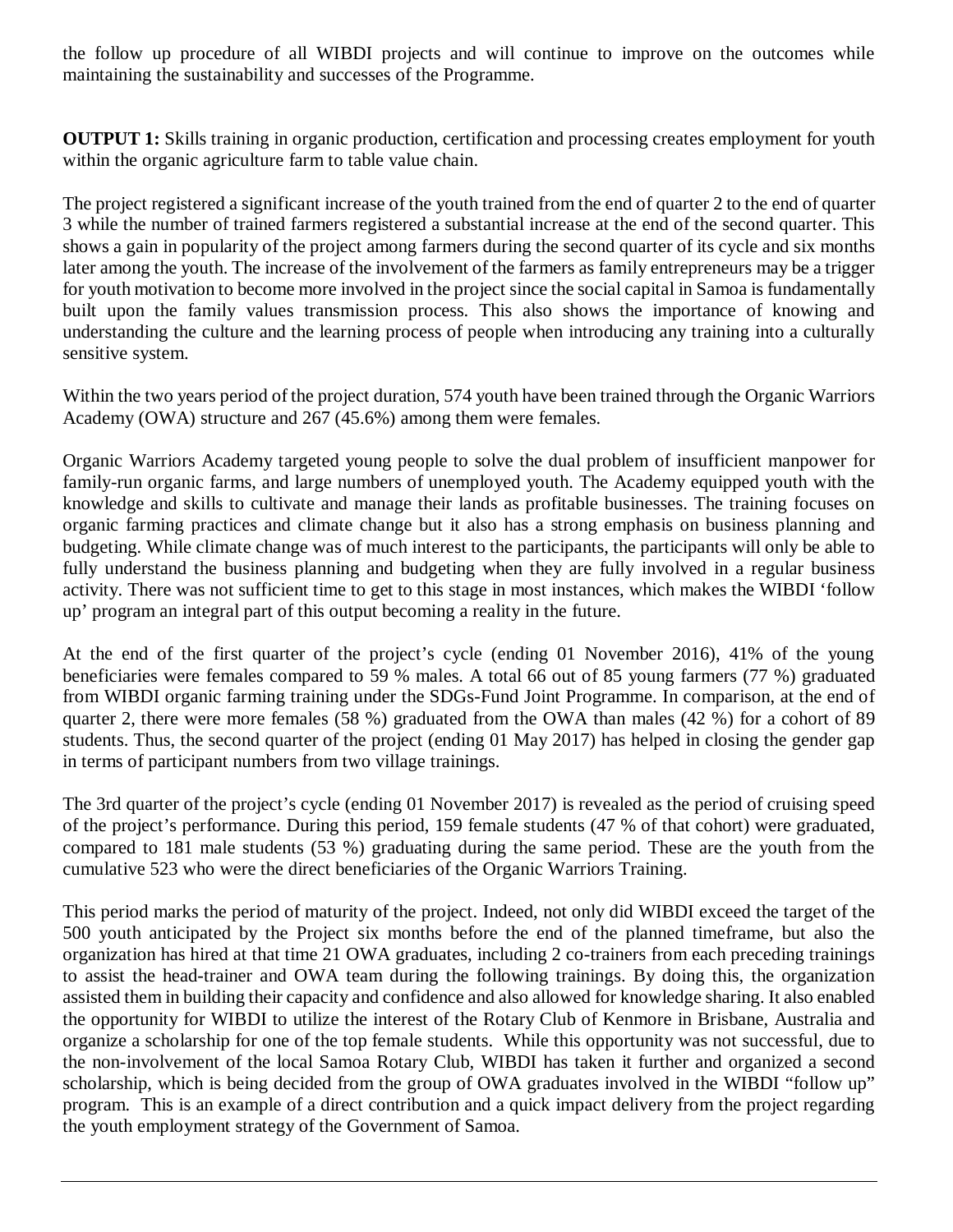the follow up procedure of all WIBDI projects and will continue to improve on the outcomes while maintaining the sustainability and successes of the Programme.

**OUTPUT 1:** Skills training in organic production, certification and processing creates employment for youth within the organic agriculture farm to table value chain.

The project registered a significant increase of the youth trained from the end of quarter 2 to the end of quarter 3 while the number of trained farmers registered a substantial increase at the end of the second quarter. This shows a gain in popularity of the project among farmers during the second quarter of its cycle and six months later among the youth. The increase of the involvement of the farmers as family entrepreneurs may be a trigger for youth motivation to become more involved in the project since the social capital in Samoa is fundamentally built upon the family values transmission process. This also shows the importance of knowing and understanding the culture and the learning process of people when introducing any training into a culturally sensitive system.

Within the two years period of the project duration, 574 youth have been trained through the Organic Warriors Academy (OWA) structure and 267 (45.6%) among them were females.

Organic Warriors Academy targeted young people to solve the dual problem of insufficient manpower for family-run organic farms, and large numbers of unemployed youth. The Academy equipped youth with the knowledge and skills to cultivate and manage their lands as profitable businesses. The training focuses on organic farming practices and climate change but it also has a strong emphasis on business planning and budgeting. While climate change was of much interest to the participants, the participants will only be able to fully understand the business planning and budgeting when they are fully involved in a regular business activity. There was not sufficient time to get to this stage in most instances, which makes the WIBDI 'follow up' program an integral part of this output becoming a reality in the future.

At the end of the first quarter of the project's cycle (ending 01 November 2016), 41% of the young beneficiaries were females compared to 59 % males. A total 66 out of 85 young farmers (77 %) graduated from WIBDI organic farming training under the SDGs-Fund Joint Programme. In comparison, at the end of quarter 2, there were more females (58 %) graduated from the OWA than males (42 %) for a cohort of 89 students. Thus, the second quarter of the project (ending 01 May 2017) has helped in closing the gender gap in terms of participant numbers from two village trainings.

The 3rd quarter of the project's cycle (ending 01 November 2017) is revealed as the period of cruising speed of the project's performance. During this period, 159 female students (47 % of that cohort) were graduated, compared to 181 male students (53 %) graduating during the same period. These are the youth from the cumulative 523 who were the direct beneficiaries of the Organic Warriors Training.

This period marks the period of maturity of the project. Indeed, not only did WIBDI exceed the target of the 500 youth anticipated by the Project six months before the end of the planned timeframe, but also the organization has hired at that time 21 OWA graduates, including 2 co-trainers from each preceding trainings to assist the head-trainer and OWA team during the following trainings. By doing this, the organization assisted them in building their capacity and confidence and also allowed for knowledge sharing. It also enabled the opportunity for WIBDI to utilize the interest of the Rotary Club of Kenmore in Brisbane, Australia and organize a scholarship for one of the top female students. While this opportunity was not successful, due to the non-involvement of the local Samoa Rotary Club, WIBDI has taken it further and organized a second scholarship, which is being decided from the group of OWA graduates involved in the WIBDI "follow up" program. This is an example of a direct contribution and a quick impact delivery from the project regarding the youth employment strategy of the Government of Samoa.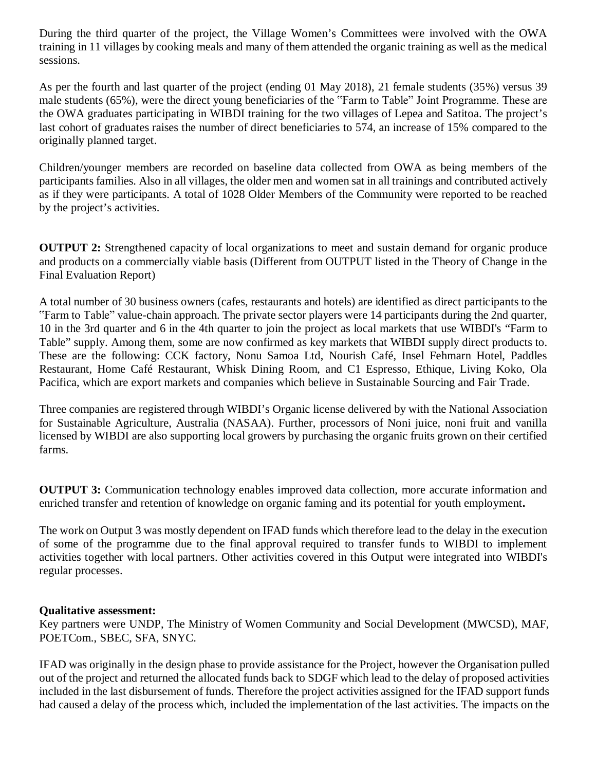During the third quarter of the project, the Village Women's Committees were involved with the OWA training in 11 villages by cooking meals and many of them attended the organic training as well as the medical sessions.

As per the fourth and last quarter of the project (ending 01 May 2018), 21 female students (35%) versus 39 male students (65%), were the direct young beneficiaries of the "Farm to Table" Joint Programme. These are the OWA graduates participating in WIBDI training for the two villages of Lepea and Satitoa. The project's last cohort of graduates raises the number of direct beneficiaries to 574, an increase of 15% compared to the originally planned target.

Children/younger members are recorded on baseline data collected from OWA as being members of the participants families. Also in all villages, the older men and women sat in all trainings and contributed actively as if they were participants. A total of 1028 Older Members of the Community were reported to be reached by the project's activities.

**OUTPUT 2:** Strengthened capacity of local organizations to meet and sustain demand for organic produce and products on a commercially viable basis (Different from OUTPUT listed in the Theory of Change in the Final Evaluation Report)

A total number of 30 business owners (cafes, restaurants and hotels) are identified as direct participants to the "Farm to Table" value-chain approach. The private sector players were 14 participants during the 2nd quarter, 10 in the 3rd quarter and 6 in the 4th quarter to join the project as local markets that use WIBDI's "Farm to Table" supply. Among them, some are now confirmed as key markets that WIBDI supply direct products to. These are the following: CCK factory, Nonu Samoa Ltd, Nourish Café, Insel Fehmarn Hotel, Paddles Restaurant, Home Café Restaurant, Whisk Dining Room, and C1 Espresso, Ethique, Living Koko, Ola Pacifica, which are export markets and companies which believe in Sustainable Sourcing and Fair Trade.

Three companies are registered through WIBDI's Organic license delivered by with the National Association for Sustainable Agriculture, Australia (NASAA). Further, processors of Noni juice, noni fruit and vanilla licensed by WIBDI are also supporting local growers by purchasing the organic fruits grown on their certified farms.

**OUTPUT 3:** Communication technology enables improved data collection, more accurate information and enriched transfer and retention of knowledge on organic faming and its potential for youth employment**.**

The work on Output 3 was mostly dependent on IFAD funds which therefore lead to the delay in the execution of some of the programme due to the final approval required to transfer funds to WIBDI to implement activities together with local partners. Other activities covered in this Output were integrated into WIBDI's regular processes.

**Qualitative assessment:**
Key partners were UNDP, The Ministry of Women Community and Social Development (MWCSD), MAF, POETCom., SBEC, SFA, SNYC.

IFAD was originally in the design phase to provide assistance for the Project, however the Organisation pulled out of the project and returned the allocated funds back to SDGF which lead to the delay of proposed activities included in the last disbursement of funds. Therefore the project activities assigned for the IFAD support funds had caused a delay of the process which, included the implementation of the last activities. The impacts on the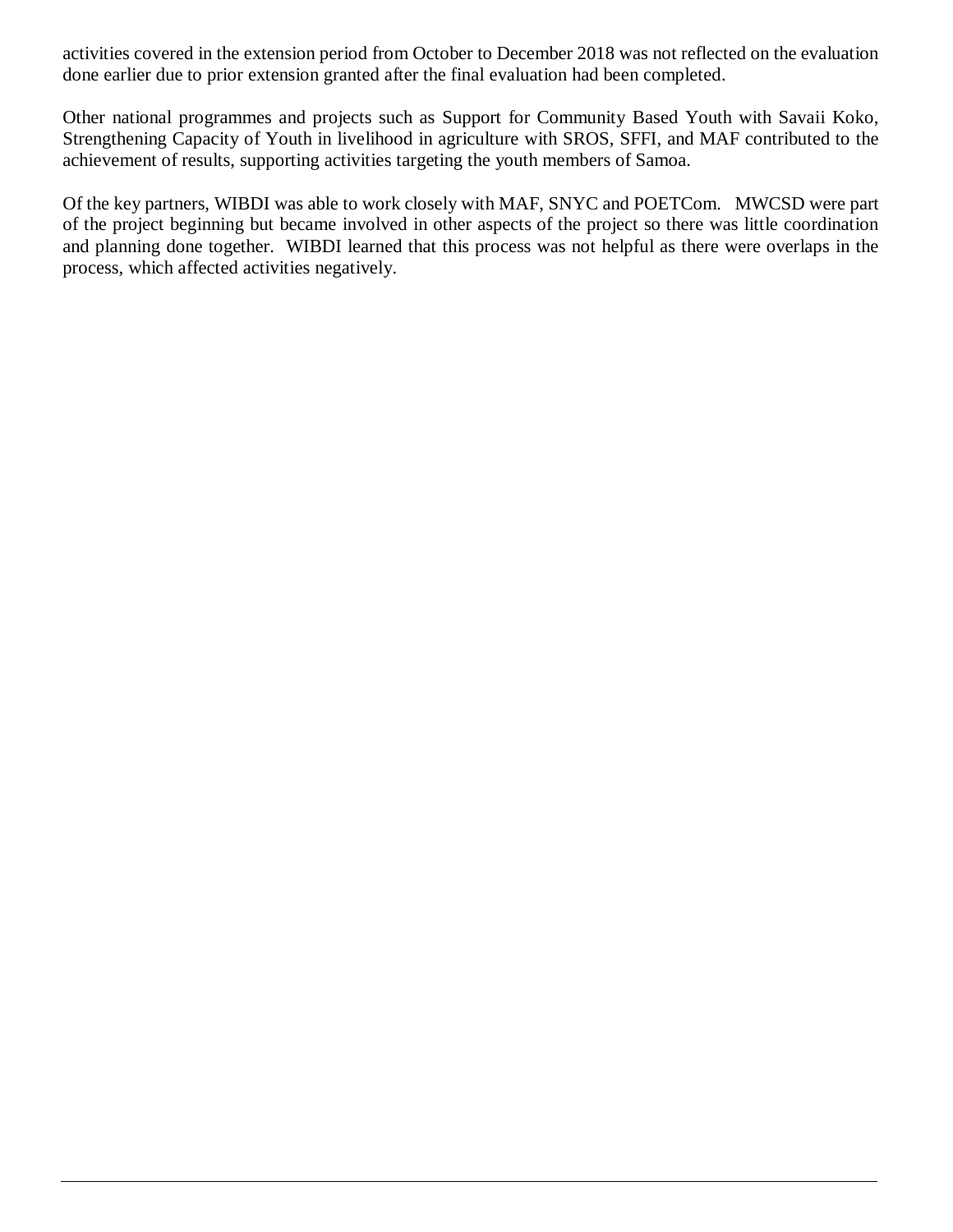activities covered in the extension period from October to December 2018 was not reflected on the evaluation done earlier due to prior extension granted after the final evaluation had been completed.

Other national programmes and projects such as Support for Community Based Youth with Savaii Koko, Strengthening Capacity of Youth in livelihood in agriculture with SROS, SFFI, and MAF contributed to the achievement of results, supporting activities targeting the youth members of Samoa.

Of the key partners, WIBDI was able to work closely with MAF, SNYC and POETCom. MWCSD were part of the project beginning but became involved in other aspects of the project so there was little coordination and planning done together. WIBDI learned that this process was not helpful as there were overlaps in the process, which affected activities negatively.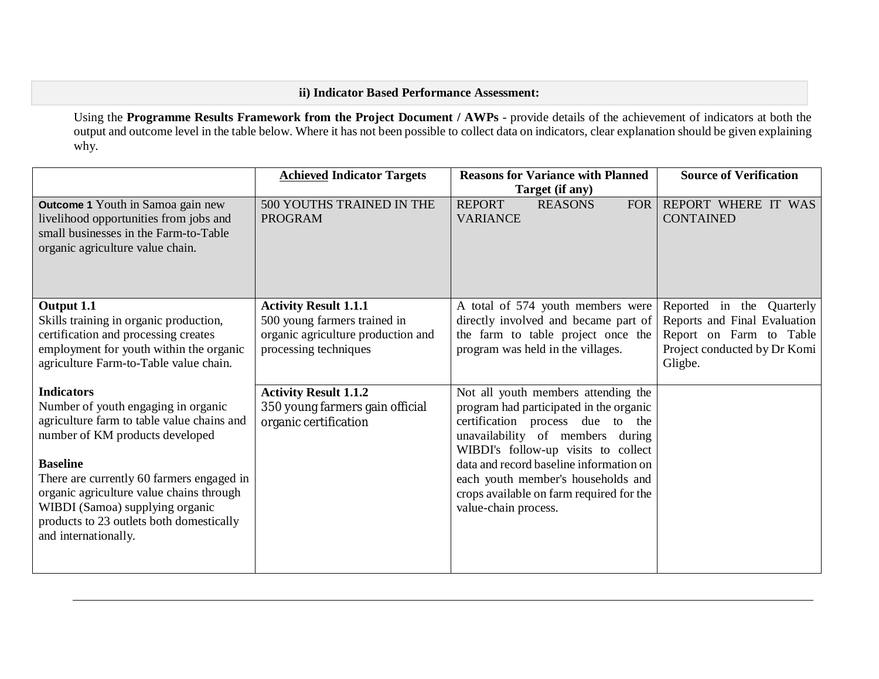## ii) Indicator Based Performance Assessment:

Using the **Programme Results Framework from the Project Document / AWPs** - provide details of the achievement of indicators at both the output and outcome level in the table below. Where it has not been possible to collect data on indicators, clear explanation should be given explaining why.

| | **Achieved Indicator Targets** | **Reasons for Variance with Planned Target (if any)** | **Source of Verification** |
|---|---|---|---|
| **Outcome 1** Youth in Samoa gain new livelihood opportunities from jobs and small businesses in the Farm-to-Table organic agriculture value chain. | 500 YOUTHS TRAINED IN THE PROGRAM | REPORT REASONS FOR VARIANCE | REPORT WHERE IT WAS CONTAINED |
| **Output 1.1**<br>Skills training in organic production, certification and processing creates employment for youth within the organic agriculture Farm-to-Table value chain.<br><br>**Indicators**<br>Number of youth engaging in organic agriculture farm to table value chains and number of KM products developed<br><br>**Baseline**<br>There are currently 60 farmers engaged in organic agriculture value chains through WIBDI (Samoa) supplying organic products to 23 outlets both domestically and internationally. | **Activity Result 1.1.1**<br>500 young farmers trained in organic agriculture production and processing techniques | A total of 574 youth members were directly involved and became part of the farm to table project once the program was held in the villages. | Reported in the Quarterly Reports and Final Evaluation Report on Farm to Table Project conducted by Dr Komi Gligbe. |
| | **Activity Result 1.1.2**<br>350 young farmers gain official organic certification | Not all youth members attending the program had participated in the organic certification process due to the unavailability of members during WIBDI's follow-up visits to collect data and record baseline information on each youth member's households and crops available on farm required for the value-chain process. | |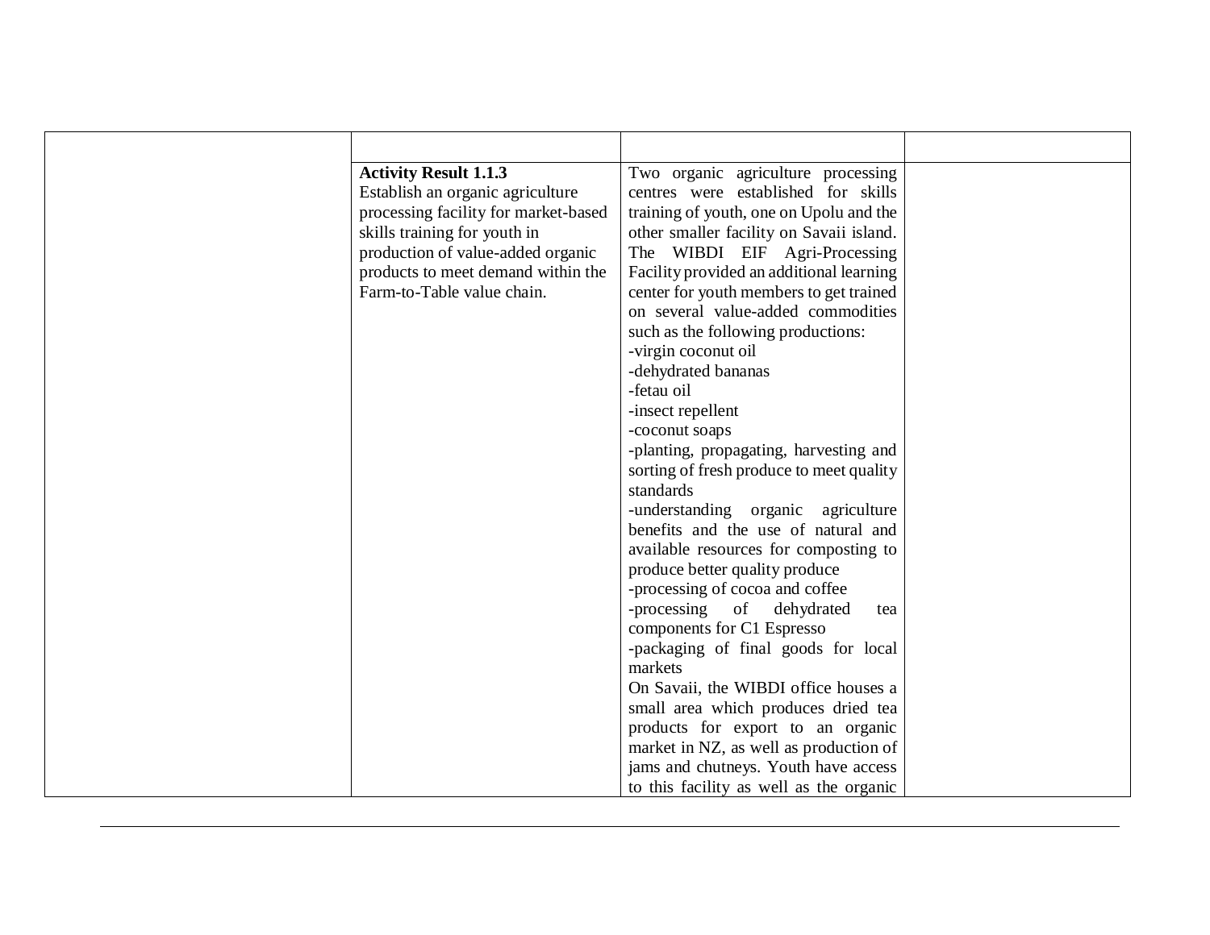| | | | |
|---|---|---|---|
| | **Activity Result 1.1.3**<br>Establish an organic agriculture processing facility for market-based skills training for youth in production of value-added organic products to meet demand within the Farm-to-Table value chain. | Two organic agriculture processing centres were established for skills training of youth, one on Upolu and the other smaller facility on Savaii island. The WIBDI EIF Agri-Processing Facility provided an additional learning center for youth members to get trained on several value-added commodities such as the following productions:<br>-virgin coconut oil<br>-dehydrated bananas<br>-fetau oil<br>-insect repellent<br>-coconut soaps<br>-planting, propagating, harvesting and sorting of fresh produce to meet quality standards<br>-understanding organic agriculture benefits and the use of natural and available resources for composting to produce better quality produce<br>-processing of cocoa and coffee<br>-processing of dehydrated tea components for C1 Espresso<br>-packaging of final goods for local markets<br>On Savaii, the WIBDI office houses a small area which produces dried tea products for export to an organic market in NZ, as well as production of jams and chutneys. Youth have access to this facility as well as the organic | |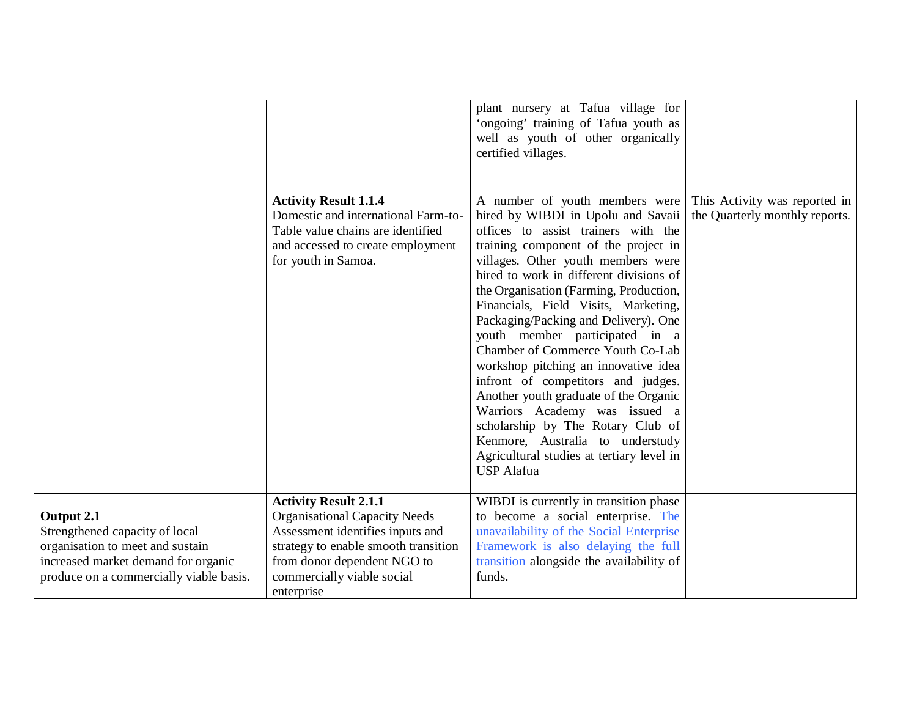| | | | |
|---|---|---|---|
| | | plant nursery at Tafua village for 'ongoing' training of Tafua youth as well as youth of other organically certified villages. | |
| | **Activity Result 1.1.4** Domestic and international Farm-to-Table value chains are identified and accessed to create employment for youth in Samoa. | A number of youth members were hired by WIBDI in Upolu and Savaii offices to assist trainers with the training component of the project in villages. Other youth members were hired to work in different divisions of the Organisation (Farming, Production, Financials, Field Visits, Marketing, Packaging/Packing and Delivery). One youth member participated in a Chamber of Commerce Youth Co-Lab workshop pitching an innovative idea infront of competitors and judges. Another youth graduate of the Organic Warriors Academy was issued a scholarship by The Rotary Club of Kenmore, Australia to understudy Agricultural studies at tertiary level in USP Alafua | This Activity was reported in the Quarterly monthly reports. |
| **Output 2.1** Strengthened capacity of local organisation to meet and sustain increased market demand for organic produce on a commercially viable basis. | **Activity Result 2.1.1** Organisational Capacity Needs Assessment identifies inputs and strategy to enable smooth transition from donor dependent NGO to commercially viable social enterprise | WIBDI is currently in transition phase to become a social enterprise. The unavailability of the Social Enterprise Framework is also delaying the full transition alongside the availability of funds. | |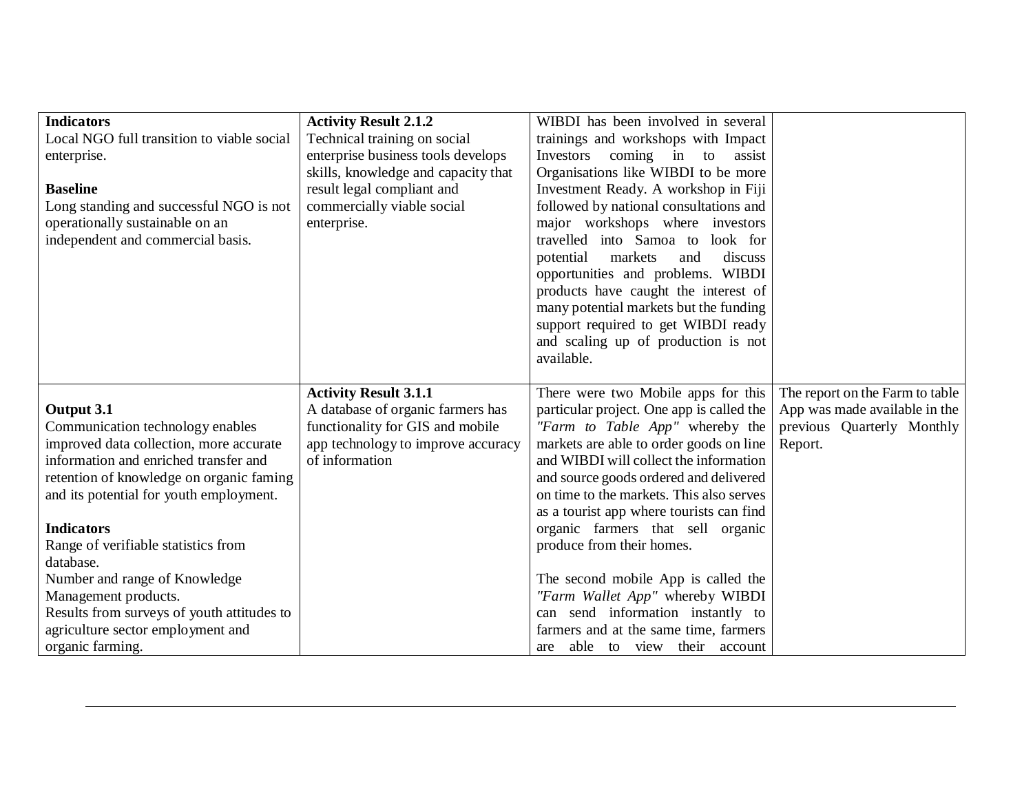| | | | |
|---|---|---|---|
| **Indicators**<br>Local NGO full transition to viable social enterprise.<br><br>**Baseline**<br>Long standing and successful NGO is not operationally sustainable on an independent and commercial basis. | **Activity Result 2.1.2**<br>Technical training on social enterprise business tools develops skills, knowledge and capacity that result legal compliant and commercially viable social enterprise. | WIBDI has been involved in several trainings and workshops with Impact Investors coming in to assist Organisations like WIBDI to be more Investment Ready. A workshop in Fiji followed by national consultations and major workshops where investors travelled into Samoa to look for potential markets and discuss opportunities and problems. WIBDI products have caught the interest of many potential markets but the funding support required to get WIBDI ready and scaling up of production is not available. | |
| **Output 3.1**<br>Communication technology enables improved data collection, more accurate information and enriched transfer and retention of knowledge on organic faming and its potential for youth employment.<br><br>**Indicators**<br>Range of verifiable statistics from database.<br>Number and range of Knowledge Management products.<br>Results from surveys of youth attitudes to agriculture sector employment and organic farming. | **Activity Result 3.1.1**<br>A database of organic farmers has functionality for GIS and mobile app technology to improve accuracy of information | There were two Mobile apps for this particular project. One app is called the *"Farm to Table App"* whereby the markets are able to order goods on line and WIBDI will collect the information and source goods ordered and delivered on time to the markets. This also serves as a tourist app where tourists can find organic farmers that sell organic produce from their homes.<br><br>The second mobile App is called the *"Farm Wallet App"* whereby WIBDI can send information instantly to farmers and at the same time, farmers are able to view their account | The report on the Farm to table App was made available in the previous Quarterly Monthly Report. |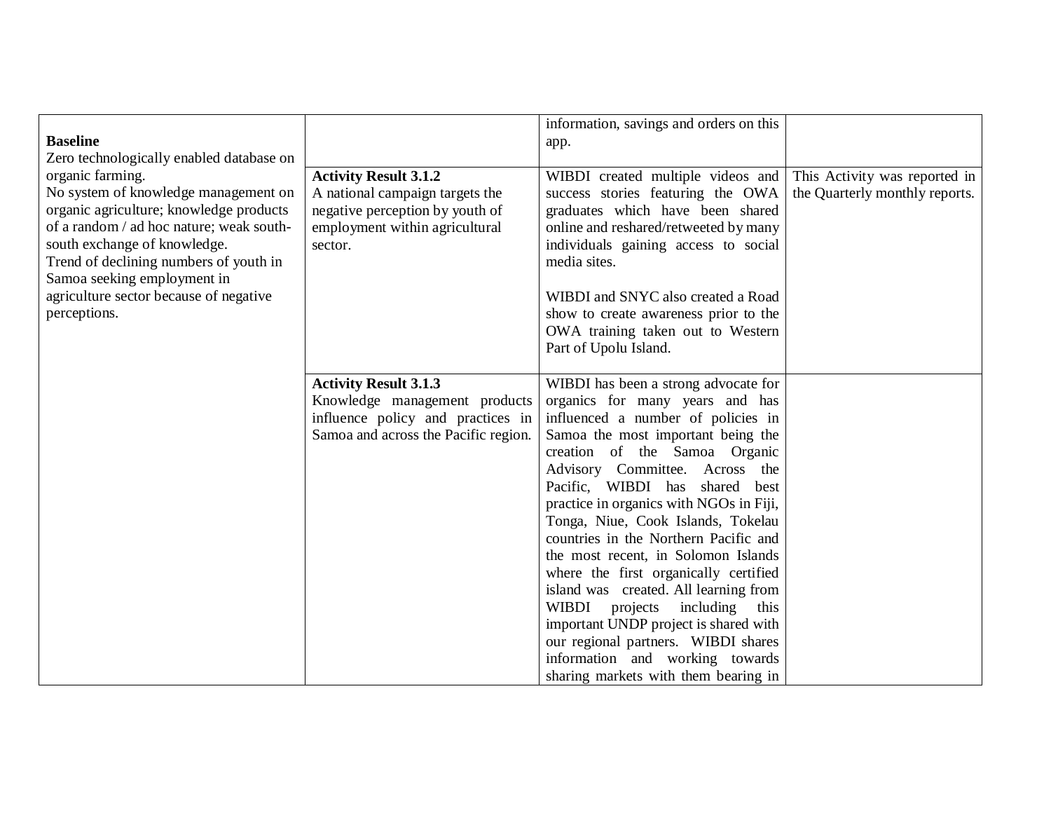| | | | |
|---|---|---|---|
| **Baseline**<br>Zero technologically enabled database on organic farming.<br>No system of knowledge management on organic agriculture; knowledge products of a random / ad hoc nature; weak south-south exchange of knowledge.<br>Trend of declining numbers of youth in Samoa seeking employment in agriculture sector because of negative perceptions. | | information, savings and orders on this app. | |
| | **Activity Result 3.1.2**<br>A national campaign targets the negative perception by youth of employment within agricultural sector. | WIBDI created multiple videos and success stories featuring the OWA graduates which have been shared online and reshared/retweeted by many individuals gaining access to social media sites.<br><br>WIBDI and SNYC also created a Road show to create awareness prior to the OWA training taken out to Western Part of Upolu Island. | This Activity was reported in the Quarterly monthly reports. |
| | **Activity Result 3.1.3**<br>Knowledge management products influence policy and practices in Samoa and across the Pacific region. | WIBDI has been a strong advocate for organics for many years and has influenced a number of policies in Samoa the most important being the creation of the Samoa Organic Advisory Committee. Across the Pacific, WIBDI has shared best practice in organics with NGOs in Fiji, Tonga, Niue, Cook Islands, Tokelau countries in the Northern Pacific and the most recent, in Solomon Islands where the first organically certified island was created. All learning from WIBDI projects including this important UNDP project is shared with our regional partners. WIBDI shares information and working towards sharing markets with them bearing in | |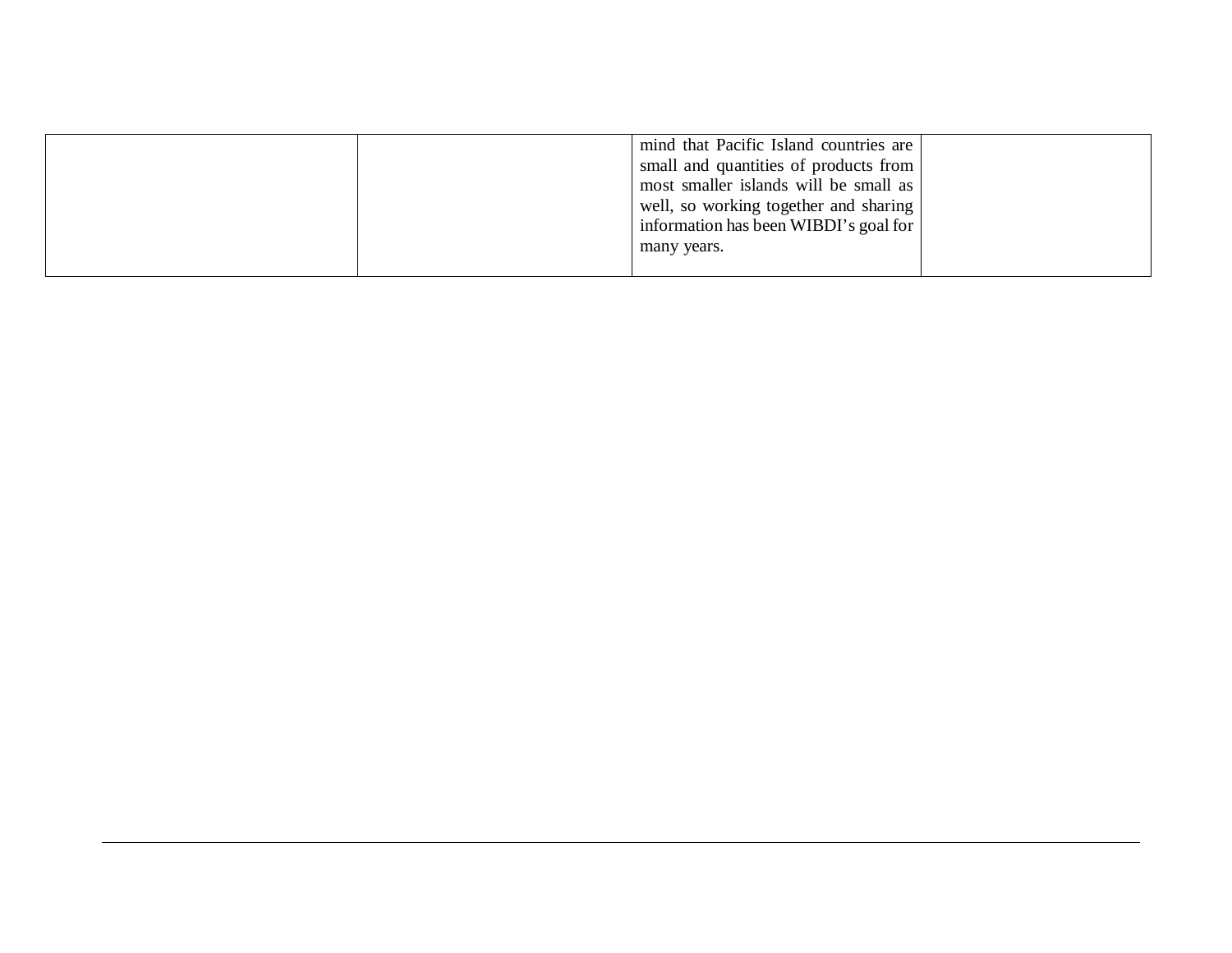| | | | |
|---|---|---|---|
| | | mind that Pacific Island countries are small and quantities of products from most smaller islands will be small as well, so working together and sharing information has been WIBDI's goal for many years. | |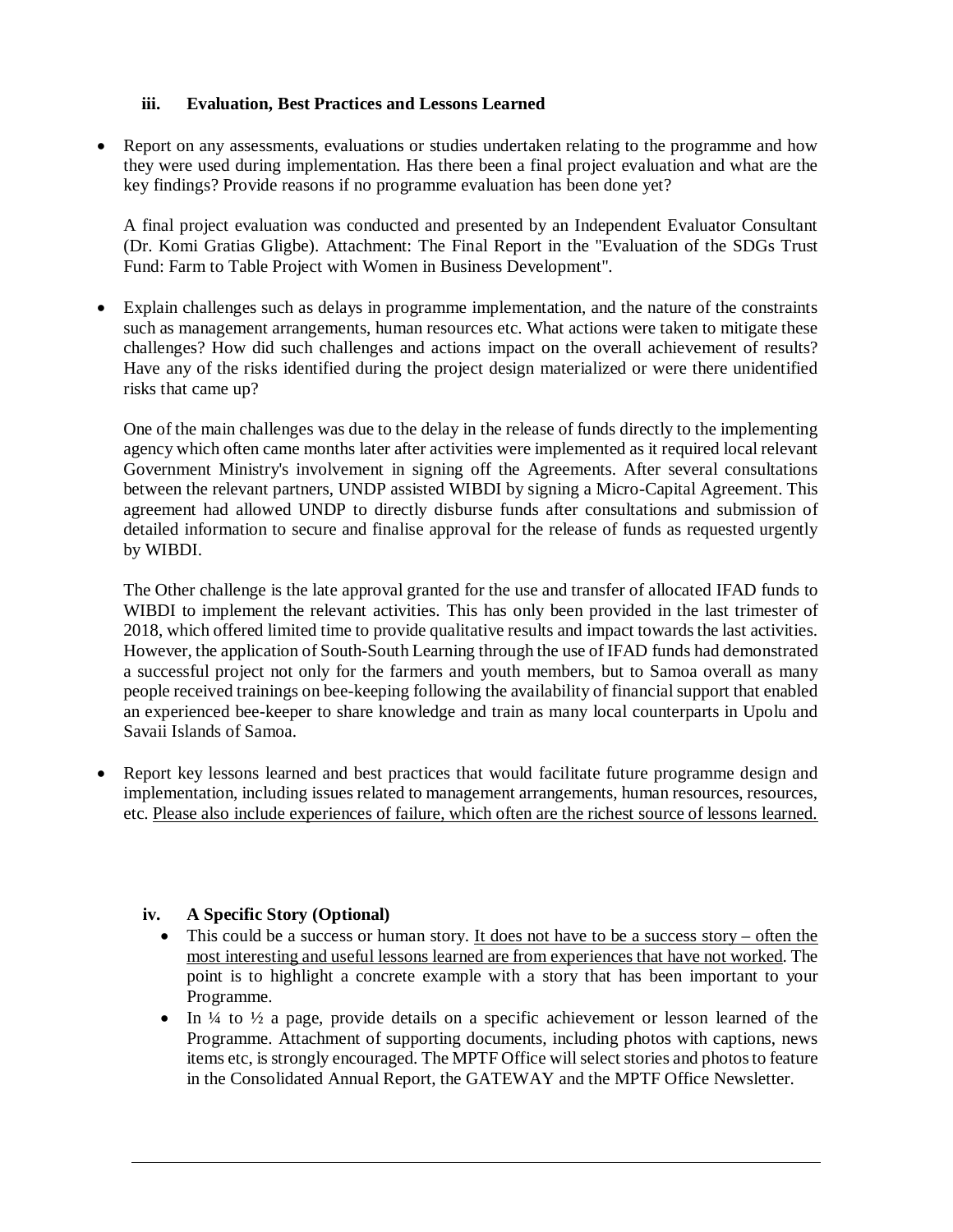### iii. Evaluation, Best Practices and Lessons Learned

- Report on any assessments, evaluations or studies undertaken relating to the programme and how they were used during implementation. Has there been a final project evaluation and what are the key findings? Provide reasons if no programme evaluation has been done yet?

  A final project evaluation was conducted and presented by an Independent Evaluator Consultant (Dr. Komi Gratias Gligbe). Attachment: The Final Report in the "Evaluation of the SDGs Trust Fund: Farm to Table Project with Women in Business Development".

- Explain challenges such as delays in programme implementation, and the nature of the constraints such as management arrangements, human resources etc. What actions were taken to mitigate these challenges? How did such challenges and actions impact on the overall achievement of results? Have any of the risks identified during the project design materialized or were there unidentified risks that came up?

  One of the main challenges was due to the delay in the release of funds directly to the implementing agency which often came months later after activities were implemented as it required local relevant Government Ministry's involvement in signing off the Agreements. After several consultations between the relevant partners, UNDP assisted WIBDI by signing a Micro-Capital Agreement. This agreement had allowed UNDP to directly disburse funds after consultations and submission of detailed information to secure and finalise approval for the release of funds as requested urgently by WIBDI.

  The Other challenge is the late approval granted for the use and transfer of allocated IFAD funds to WIBDI to implement the relevant activities. This has only been provided in the last trimester of 2018, which offered limited time to provide qualitative results and impact towards the last activities. However, the application of South-South Learning through the use of IFAD funds had demonstrated a successful project not only for the farmers and youth members, but to Samoa overall as many people received trainings on bee-keeping following the availability of financial support that enabled an experienced bee-keeper to share knowledge and train as many local counterparts in Upolu and Savaii Islands of Samoa.

- Report key lessons learned and best practices that would facilitate future programme design and implementation, including issues related to management arrangements, human resources, resources, etc. <u>Please also include experiences of failure, which often are the richest source of lessons learned.</u>

### iv. A Specific Story (Optional)

- This could be a success or human story. <u>It does not have to be a success story – often the most interesting and useful lessons learned are from experiences that have not worked</u>. The point is to highlight a concrete example with a story that has been important to your Programme.
- In ¼ to ½ a page, provide details on a specific achievement or lesson learned of the Programme. Attachment of supporting documents, including photos with captions, news items etc, is strongly encouraged. The MPTF Office will select stories and photos to feature in the Consolidated Annual Report, the GATEWAY and the MPTF Office Newsletter.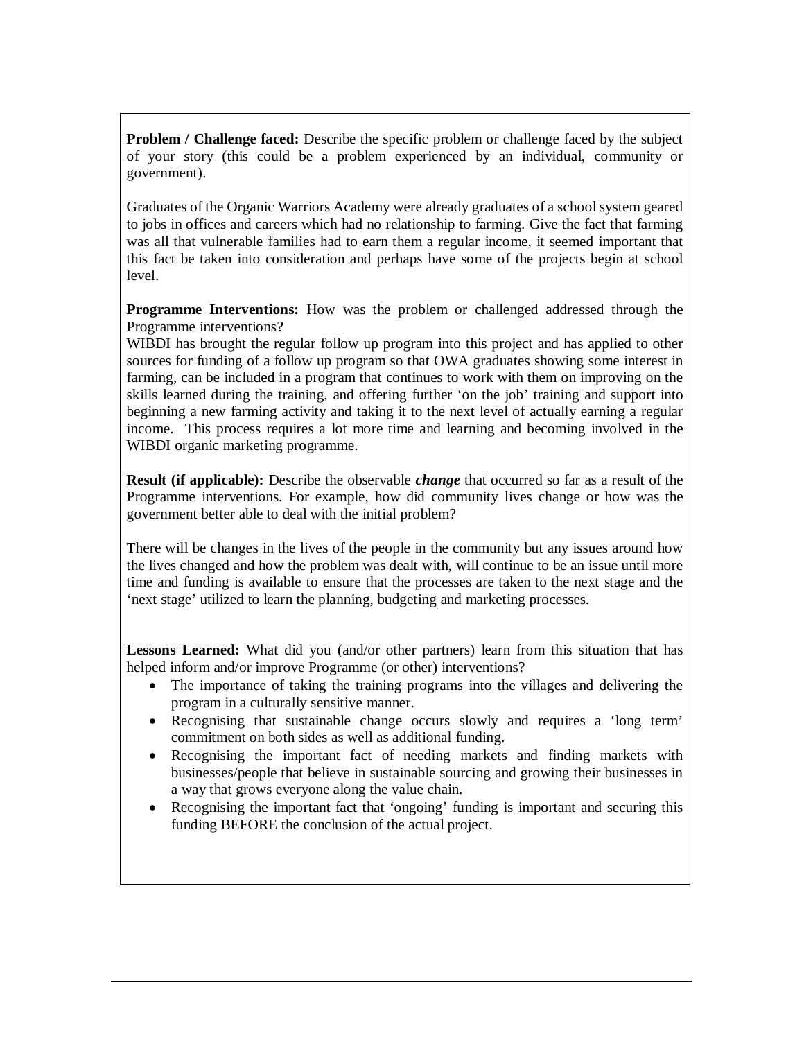**Problem / Challenge faced:** Describe the specific problem or challenge faced by the subject of your story (this could be a problem experienced by an individual, community or government).

Graduates of the Organic Warriors Academy were already graduates of a school system geared to jobs in offices and careers which had no relationship to farming. Give the fact that farming was all that vulnerable families had to earn them a regular income, it seemed important that this fact be taken into consideration and perhaps have some of the projects begin at school level.

**Programme Interventions:** How was the problem or challenged addressed through the Programme interventions?
WIBDI has brought the regular follow up program into this project and has applied to other sources for funding of a follow up program so that OWA graduates showing some interest in farming, can be included in a program that continues to work with them on improving on the skills learned during the training, and offering further 'on the job' training and support into beginning a new farming activity and taking it to the next level of actually earning a regular income. This process requires a lot more time and learning and becoming involved in the WIBDI organic marketing programme.

**Result (if applicable):** Describe the observable ***change*** that occurred so far as a result of the Programme interventions. For example, how did community lives change or how was the government better able to deal with the initial problem?

There will be changes in the lives of the people in the community but any issues around how the lives changed and how the problem was dealt with, will continue to be an issue until more time and funding is available to ensure that the processes are taken to the next stage and the 'next stage' utilized to learn the planning, budgeting and marketing processes.

**Lessons Learned:** What did you (and/or other partners) learn from this situation that has helped inform and/or improve Programme (or other) interventions?

- The importance of taking the training programs into the villages and delivering the program in a culturally sensitive manner.
- Recognising that sustainable change occurs slowly and requires a 'long term' commitment on both sides as well as additional funding.
- Recognising the important fact of needing markets and finding markets with businesses/people that believe in sustainable sourcing and growing their businesses in a way that grows everyone along the value chain.
- Recognising the important fact that 'ongoing' funding is important and securing this funding BEFORE the conclusion of the actual project.